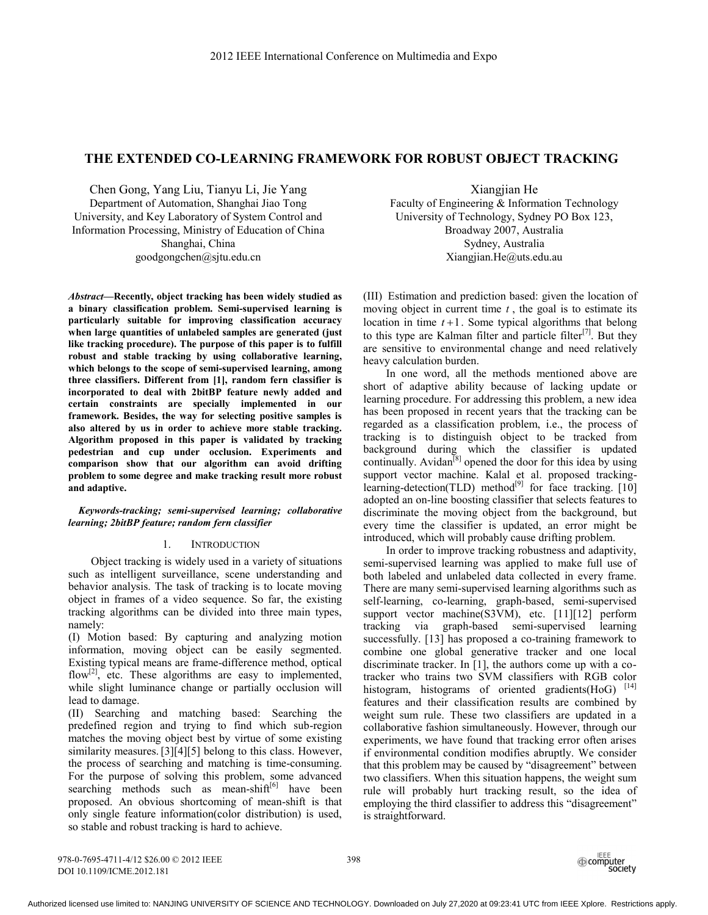# THE EXTENDED CO-LEARNING FRAMEWORK FOR ROBUST OBJECT TRACKING

Chen Gong, Yang Liu, Tianyu Li, Jie Yang
Department of Automation, Shanghai Jiao Tong University, and Key Laboratory of System Control and Information Processing, Ministry of Education of China
Shanghai, China
goodgongchen@sjtu.edu.cn

Xiangjian He
Faculty of Engineering & Information Technology
University of Technology, Sydney PO Box 123, Broadway 2007, Australia
Sydney, Australia
Xiangjian.He@uts.edu.au

***Abstract*—Recently, object tracking has been widely studied as a binary classification problem. Semi-supervised learning is particularly suitable for improving classification accuracy when large quantities of unlabeled samples are generated (just like tracking procedure). The purpose of this paper is to fulfill robust and stable tracking by using collaborative learning, which belongs to the scope of semi-supervised learning, among three classifiers. Different from [1], random fern classifier is incorporated to deal with 2bitBP feature newly added and certain constraints are specially implemented in our framework. Besides, the way for selecting positive samples is also altered by us in order to achieve more stable tracking. Algorithm proposed in this paper is validated by tracking pedestrian and cup under occlusion. Experiments and comparison show that our algorithm can avoid drifting problem to some degree and make tracking result more robust and adaptive.**

***Keywords-tracking; semi-supervised learning; collaborative learning; 2bitBP feature; random fern classifier***

## 1. INTRODUCTION

Object tracking is widely used in a variety of situations such as intelligent surveillance, scene understanding and behavior analysis. The task of tracking is to locate moving object in frames of a video sequence. So far, the existing tracking algorithms can be divided into three main types, namely:

(I) Motion based: By capturing and analyzing motion information, moving object can be easily segmented. Existing typical means are frame-difference method, optical flow[2], etc. These algorithms are easy to implemented, while slight luminance change or partially occlusion will lead to damage.

(II) Searching and matching based: Searching the predefined region and trying to find which sub-region matches the moving object best by virtue of some existing similarity measures. [3][4][5] belong to this class. However, the process of searching and matching is time-consuming. For the purpose of solving this problem, some advanced searching methods such as mean-shift[6] have been proposed. An obvious shortcoming of mean-shift is that only single feature information(color distribution) is used, so stable and robust tracking is hard to achieve.

(III) Estimation and prediction based: given the location of moving object in current time $t$, the goal is to estimate its location in time $t+1$. Some typical algorithms that belong to this type are Kalman filter and particle filter[7]. But they are sensitive to environmental change and need relatively heavy calculation burden.

In one word, all the methods mentioned above are short of adaptive ability because of lacking update or learning procedure. For addressing this problem, a new idea has been proposed in recent years that the tracking can be regarded as a classification problem, i.e., the process of tracking is to distinguish object to be tracked from background during which the classifier is updated continually. Avidan[8] opened the door for this idea by using support vector machine. Kalal et al. proposed tracking-learning-detection(TLD) method[9] for face tracking. [10] adopted an on-line boosting classifier that selects features to discriminate the moving object from the background, but every time the classifier is updated, an error might be introduced, which will probably cause drifting problem.

In order to improve tracking robustness and adaptivity, semi-supervised learning was applied to make full use of both labeled and unlabeled data collected in every frame. There are many semi-supervised learning algorithms such as self-learning, co-learning, graph-based, semi-supervised support vector machine(S3VM), etc. [11][12] perform tracking via graph-based semi-supervised learning successfully. [13] has proposed a co-training framework to combine one global generative tracker and one local discriminate tracker. In [1], the authors come up with a co-tracker who trains two SVM classifiers with RGB color histogram, histograms of oriented gradients(HoG) [14] features and their classification results are combined by weight sum rule. These two classifiers are updated in a collaborative fashion simultaneously. However, through our experiments, we have found that tracking error often arises if environmental condition modifies abruptly. We consider that this problem may be caused by "disagreement" between two classifiers. When this situation happens, the weight sum rule will probably hurt tracking result, so the idea of employing the third classifier to address this "disagreement" is straightforward.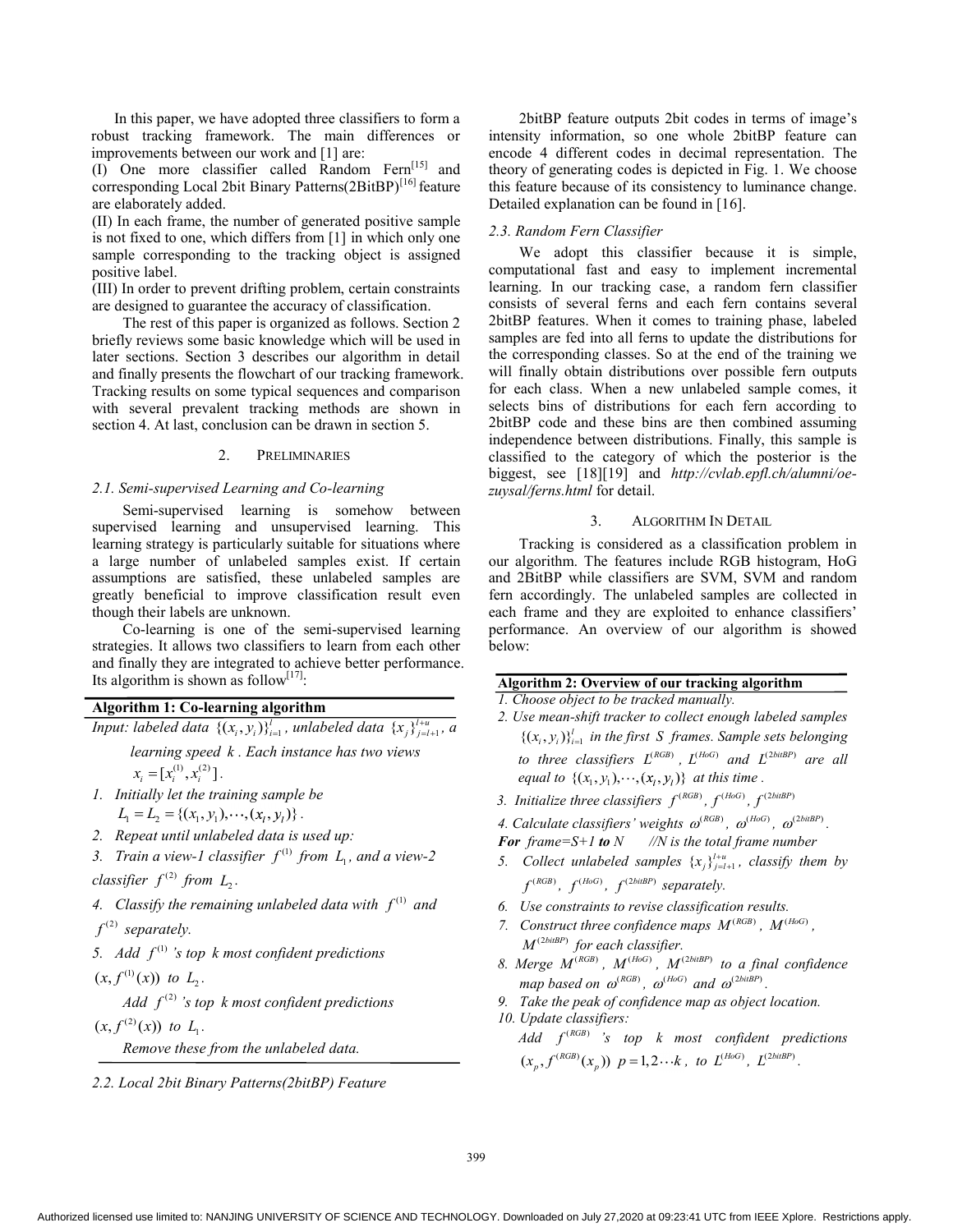In this paper, we have adopted three classifiers to form a robust tracking framework. The main differences or improvements between our work and [1] are:

(I) One more classifier called Random Fern[15] and corresponding Local 2bit Binary Patterns(2BitBP)[16] feature are elaborately added.

(II) In each frame, the number of generated positive sample is not fixed to one, which differs from [1] in which only one sample corresponding to the tracking object is assigned positive label.

(III) In order to prevent drifting problem, certain constraints are designed to guarantee the accuracy of classification.

The rest of this paper is organized as follows. Section 2 briefly reviews some basic knowledge which will be used in later sections. Section 3 describes our algorithm in detail and finally presents the flowchart of our tracking framework. Tracking results on some typical sequences and comparison with several prevalent tracking methods are shown in section 4. At last, conclusion can be drawn in section 5.

## 2. PRELIMINARIES

### 2.1. Semi-supervised Learning and Co-learning

Semi-supervised learning is somehow between supervised learning and unsupervised learning. This learning strategy is particularly suitable for situations where a large number of unlabeled samples exist. If certain assumptions are satisfied, these unlabeled samples are greatly beneficial to improve classification result even though their labels are unknown.

Co-learning is one of the semi-supervised learning strategies. It allows two classifiers to learn from each other and finally they are integrated to achieve better performance. Its algorithm is shown as follow[17]:

**Algorithm 1: Co-learning algorithm**

*Input: labeled data* $\{(x_i, y_i)\}_{i=1}^{l}$, *unlabeled data* $\{x_j\}_{j=l+1}^{l+u}$, *a learning speed* $k$. *Each instance has two views* $x_i = [x_i^{(1)}, x_i^{(2)}]$.

*1. Initially let the training sample be* $L_1 = L_2 = \{(x_1, y_1), \cdots, (x_l, y_l)\}$.

*2. Repeat until unlabeled data is used up:*

*3. Train a view-1 classifier* $f^{(1)}$ *from* $L_1$, *and a view-2 classifier* $f^{(2)}$ *from* $L_2$.

*4. Classify the remaining unlabeled data with* $f^{(1)}$ *and* $f^{(2)}$ *separately.*

*5. Add* $f^{(1)}$*'s top* $k$ *most confident predictions* $(x, f^{(1)}(x))$ *to* $L_2$.

*Add* $f^{(2)}$*'s top* $k$ *most confident predictions* $(x, f^{(2)}(x))$ *to* $L_1$.

*Remove these from the unlabeled data.*

### 2.2. Local 2bit Binary Patterns(2bitBP) Feature

2bitBP feature outputs 2bit codes in terms of image's intensity information, so one whole 2bitBP feature can encode 4 different codes in decimal representation. The theory of generating codes is depicted in Fig. 1. We choose this feature because of its consistency to luminance change. Detailed explanation can be found in [16].

### 2.3. Random Fern Classifier

We adopt this classifier because it is simple, computational fast and easy to implement incremental learning. In our tracking case, a random fern classifier consists of several ferns and each fern contains several 2bitBP features. When it comes to training phase, labeled samples are fed into all ferns to update the distributions for the corresponding classes. So at the end of the training we will finally obtain distributions over possible fern outputs for each class. When a new unlabeled sample comes, it selects bins of distributions for each fern according to 2bitBP code and these bins are then combined assuming independence between distributions. Finally, this sample is classified to the category of which the posterior is the biggest, see [18][19] and *http://cvlab.epfl.ch/alumni/oezuysal/ferns.html* for detail.

## 3. ALGORITHM IN DETAIL

Tracking is considered as a classification problem in our algorithm. The features include RGB histogram, HoG and 2BitBP while classifiers are SVM, SVM and random fern accordingly. The unlabeled samples are collected in each frame and they are exploited to enhance classifiers' performance. An overview of our algorithm is showed below:

**Algorithm 2: Overview of our tracking algorithm**

*1. Choose object to be tracked manually.*

*2. Use mean-shift tracker to collect enough labeled samples* $\{(x_i, y_i)\}_{i=1}^{l}$ *in the first* $S$ *frames. Sample sets belonging to three classifiers* $L^{(RGB)}$, $L^{(HoG)}$ *and* $L^{(2bitBP)}$ *are all equal to* $\{(x_1, y_1), \cdots, (x_l, y_l)\}$ *at this time.*

*3. Initialize three classifiers* $f^{(RGB)}$, $f^{(HoG)}$, $f^{(2bitBP)}$

*4. Calculate classifiers' weights* $\omega^{(RGB)}$, $\omega^{(HoG)}$, $\omega^{(2bitBP)}$.

***For*** *frame=S+1* ***to*** *N //N is the total frame number*

*5. Collect unlabeled samples* $\{x_j\}_{j=l+1}^{l+u}$, *classify them by* $f^{(RGB)}$, $f^{(HoG)}$, $f^{(2bitBP)}$ *separately.*

*6. Use constraints to revise classification results.*

*7. Construct three confidence maps* $M^{(RGB)}$, $M^{(HoG)}$, $M^{(2bitBP)}$ *for each classifier.*

*8. Merge* $M^{(RGB)}$, $M^{(HoG)}$, $M^{(2bitBP)}$ *to a final confidence map based on* $\omega^{(RGB)}$, $\omega^{(HoG)}$ *and* $\omega^{(2bitBP)}$.

*9. Take the peak of confidence map as object location.*

*10. Update classifiers:*

*Add* $f^{(RGB)}$ *'s top* $k$ *most confident predictions* $(x_p, f^{(RGB)}(x_p))$ $p = 1, 2 \cdots k$, *to* $L^{(HoG)}$, $L^{(2bitBP)}$.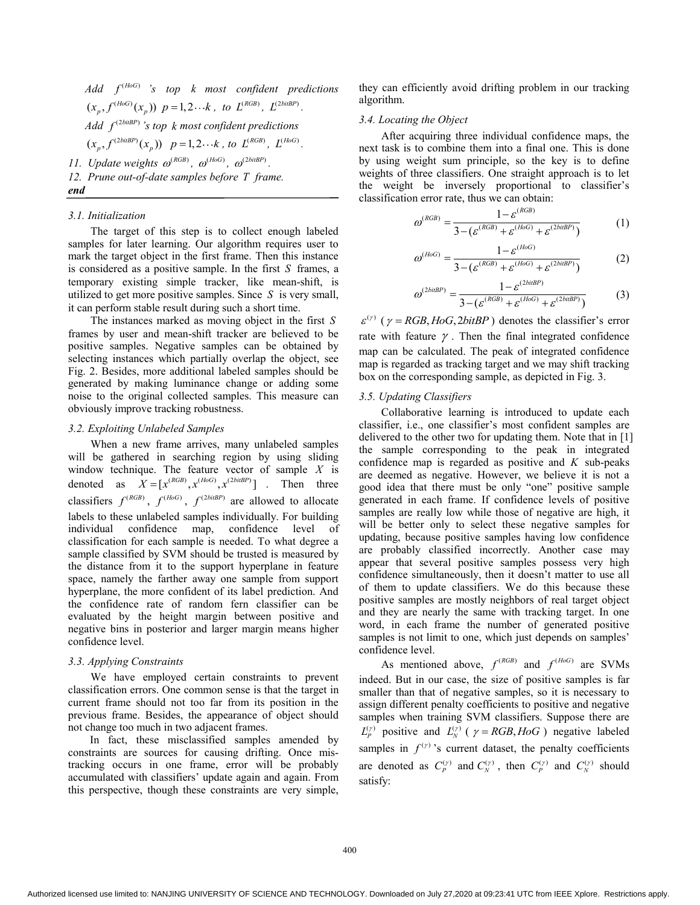Add $f^{(HoG)}$ 's top $k$ most confident predictions $(x_p, f^{(HoG)}(x_p))$ $p = 1, 2 \cdots k$ , to $L^{(RGB)}$, $L^{(2bitBP)}$.

Add $f^{(2bitBP)}$ 's top $k$ most confident predictions $(x_p, f^{(2bitBP)}(x_p))$ $p = 1, 2 \cdots k$ , to $L^{(RGB)}$, $L^{(HoG)}$.

11. Update weights $\omega^{(RGB)}$, $\omega^{(HoG)}$, $\omega^{(2bitBP)}$.

12. Prune out-of-date samples before $T$ frame.

***end***

### 3.1. Initialization

The target of this step is to collect enough labeled samples for later learning. Our algorithm requires user to mark the target object in the first frame. Then this instance is considered as a positive sample. In the first $S$ frames, a temporary existing simple tracker, like mean-shift, is utilized to get more positive samples. Since $S$ is very small, it can perform stable result during such a short time.

The instances marked as moving object in the first $S$ frames by user and mean-shift tracker are believed to be positive samples. Negative samples can be obtained by selecting instances which partially overlap the object, see Fig. 2. Besides, more additional labeled samples should be generated by making luminance change or adding some noise to the original collected samples. This measure can obviously improve tracking robustness.

### 3.2. Exploiting Unlabeled Samples

When a new frame arrives, many unlabeled samples will be gathered in searching region by using sliding window technique. The feature vector of sample $X$ is denoted as $X = [x^{(RGB)}, x^{(HoG)}, x^{(2bitBP)}]$ . Then three classifiers $f^{(RGB)}$, $f^{(HoG)}$, $f^{(2bitBP)}$ are allowed to allocate labels to these unlabeled samples individually. For building individual confidence map, confidence level of classification for each sample is needed. To what degree a sample classified by SVM should be trusted is measured by the distance from it to the support hyperplane in feature space, namely the farther away one sample from support hyperplane, the more confident of its label prediction. And the confidence rate of random fern classifier can be evaluated by the height margin between positive and negative bins in posterior and larger margin means higher confidence level.

### 3.3. Applying Constraints

We have employed certain constraints to prevent classification errors. One common sense is that the target in current frame should not too far from its position in the previous frame. Besides, the appearance of object should not change too much in two adjacent frames.

In fact, these misclassified samples amended by constraints are sources for causing drifting. Once mis-tracking occurs in one frame, error will be probably accumulated with classifiers' update again and again. From this perspective, though these constraints are very simple, they can efficiently avoid drifting problem in our tracking algorithm.

### 3.4. Locating the Object

After acquiring three individual confidence maps, the next task is to combine them into a final one. This is done by using weight sum principle, so the key is to define weights of three classifiers. One straight approach is to let the weight be inversely proportional to classifier's classification error rate, thus we can obtain:

$$\omega^{(RGB)} = \frac{1 - \varepsilon^{(RGB)}}{3 - (\varepsilon^{(RGB)} + \varepsilon^{(HoG)} + \varepsilon^{(2bitBP)})} \tag{1}$$

$$\omega^{(HoG)} = \frac{1 - \varepsilon^{(HoG)}}{3 - (\varepsilon^{(RGB)} + \varepsilon^{(HoG)} + \varepsilon^{(2bitBP)})} \tag{2}$$

$$\omega^{(2bitBP)} = \frac{1 - \varepsilon^{(2bitBP)}}{3 - (\varepsilon^{(RGB)} + \varepsilon^{(HoG)} + \varepsilon^{(2bitBP)})} \tag{3}$$

$\varepsilon^{(\gamma)}$ ( $\gamma = RGB, HoG, 2bitBP$ ) denotes the classifier's error rate with feature $\gamma$ . Then the final integrated confidence map can be calculated. The peak of integrated confidence map is regarded as tracking target and we may shift tracking box on the corresponding sample, as depicted in Fig. 3.

### 3.5. Updating Classifiers

Collaborative learning is introduced to update each classifier, i.e., one classifier's most confident samples are delivered to the other two for updating them. Note that in [1] the sample corresponding to the peak in integrated confidence map is regarded as positive and $K$ sub-peaks are deemed as negative. However, we believe it is not a good idea that there must be only "one" positive sample generated in each frame. If confidence levels of positive samples are really low while those of negative are high, it will be better only to select these negative samples for updating, because positive samples having low confidence are probably classified incorrectly. Another case may appear that several positive samples possess very high confidence simultaneously, then it doesn't matter to use all of them to update classifiers. We do this because these positive samples are mostly neighbors of real target object and they are nearly the same with tracking target. In one word, in each frame the number of generated positive samples is not limit to one, which just depends on samples' confidence level.

As mentioned above, $f^{(RGB)}$ and $f^{(HoG)}$ are SVMs indeed. But in our case, the size of positive samples is far smaller than that of negative samples, so it is necessary to assign different penalty coefficients to positive and negative samples when training SVM classifiers. Suppose there are $L_P^{(\gamma)}$ positive and $L_N^{(\gamma)}$ ( $\gamma = RGB, HoG$ ) negative labeled samples in $f^{(\gamma)}$ 's current dataset, the penalty coefficients are denoted as $C_P^{(\gamma)}$ and $C_N^{(\gamma)}$ , then $C_P^{(\gamma)}$ and $C_N^{(\gamma)}$ should satisfy: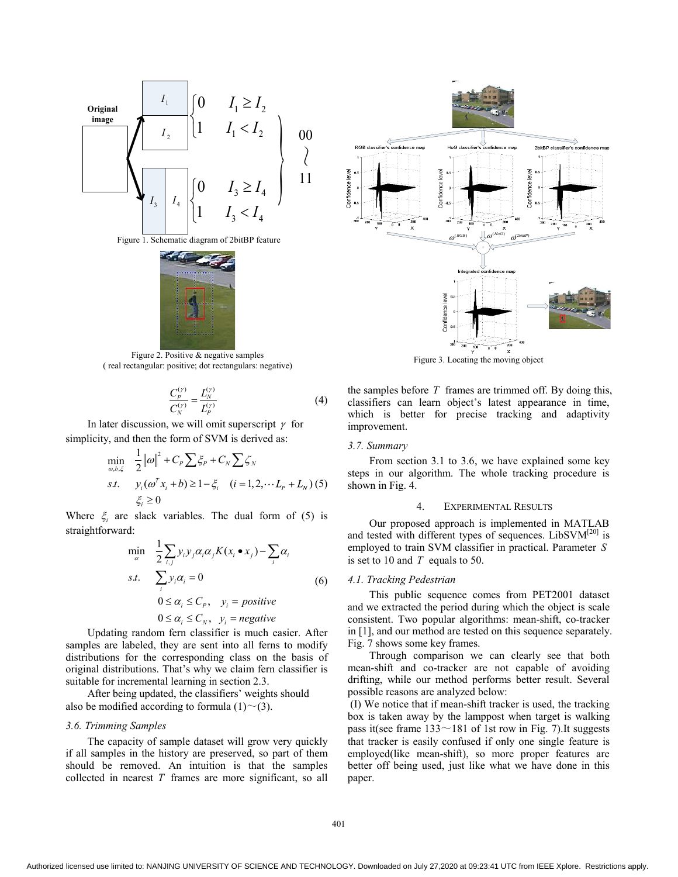Figure 1. Schematic diagram of 2bitBP feature

Figure 2. Positive & negative samples
( real rectangular: positive; dot rectangulars: negative)

$$\frac{C_P^{(\gamma)}}{C_N^{(\gamma)}} = \frac{L_N^{(\gamma)}}{L_P^{(\gamma)}} \tag{4}$$

In later discussion, we will omit superscript $\gamma$ for simplicity, and then the form of SVM is derived as:

$$\begin{aligned} \min_{\omega,b,\xi} \quad & \frac{1}{2}\|\omega\|^2 + C_P \sum \xi_P + C_N \sum \zeta_N \\ s.t. \quad & y_i(\omega^T x_i + b) \geq 1 - \xi_i \quad (i = 1, 2, \cdots L_P + L_N) \\ & \xi_i \geq 0 \end{aligned} \tag{5}$$

Where $\xi_i$ are slack variables. The dual form of (5) is straightforward:

$$\begin{aligned} \min_{\alpha} \quad & \frac{1}{2}\sum_{i,j} y_i y_j \alpha_i \alpha_j K(x_i \bullet x_j) - \sum_i \alpha_i \\ s.t. \quad & \sum_i y_i \alpha_i = 0 \\ & 0 \leq \alpha_i \leq C_P, \quad y_i = positive \\ & 0 \leq \alpha_i \leq C_N, \quad y_i = negative \end{aligned} \tag{6}$$

Updating random fern classifier is much easier. After samples are labeled, they are sent into all ferns to modify distributions for the corresponding class on the basis of original distributions. That's why we claim fern classifier is suitable for incremental learning in section 2.3.

After being updated, the classifiers' weights should also be modified according to formula (1)～(3).

### 3.6. Trimming Samples

The capacity of sample dataset will grow very quickly if all samples in the history are preserved, so part of them should be removed. An intuition is that the samples collected in nearest $T$ frames are more significant, so all the samples before $T$ frames are trimmed off. By doing this, classifiers can learn object's latest appearance in time, which is better for precise tracking and adaptivity improvement.

Figure 3. Locating the moving object

### 3.7. Summary

From section 3.1 to 3.6, we have explained some key steps in our algorithm. The whole tracking procedure is shown in Fig. 4.

## 4. EXPERIMENTAL RESULTS

Our proposed approach is implemented in MATLAB and tested with different types of sequences. LibSVM[20] is employed to train SVM classifier in practical. Parameter $S$ is set to 10 and $T$ equals to 50.

### 4.1. Tracking Pedestrian

This public sequence comes from PET2001 dataset and we extracted the period during which the object is scale consistent. Two popular algorithms: mean-shift, co-tracker in [1], and our method are tested on this sequence separately. Fig. 7 shows some key frames.

Through comparison we can clearly see that both mean-shift and co-tracker are not capable of avoiding drifting, while our method performs better result. Several possible reasons are analyzed below:

(I) We notice that if mean-shift tracker is used, the tracking box is taken away by the lamppost when target is walking pass it(see frame 133～181 of 1st row in Fig. 7).It suggests that tracker is easily confused if only one single feature is employed(like mean-shift), so more proper features are better off being used, just like what we have done in this paper.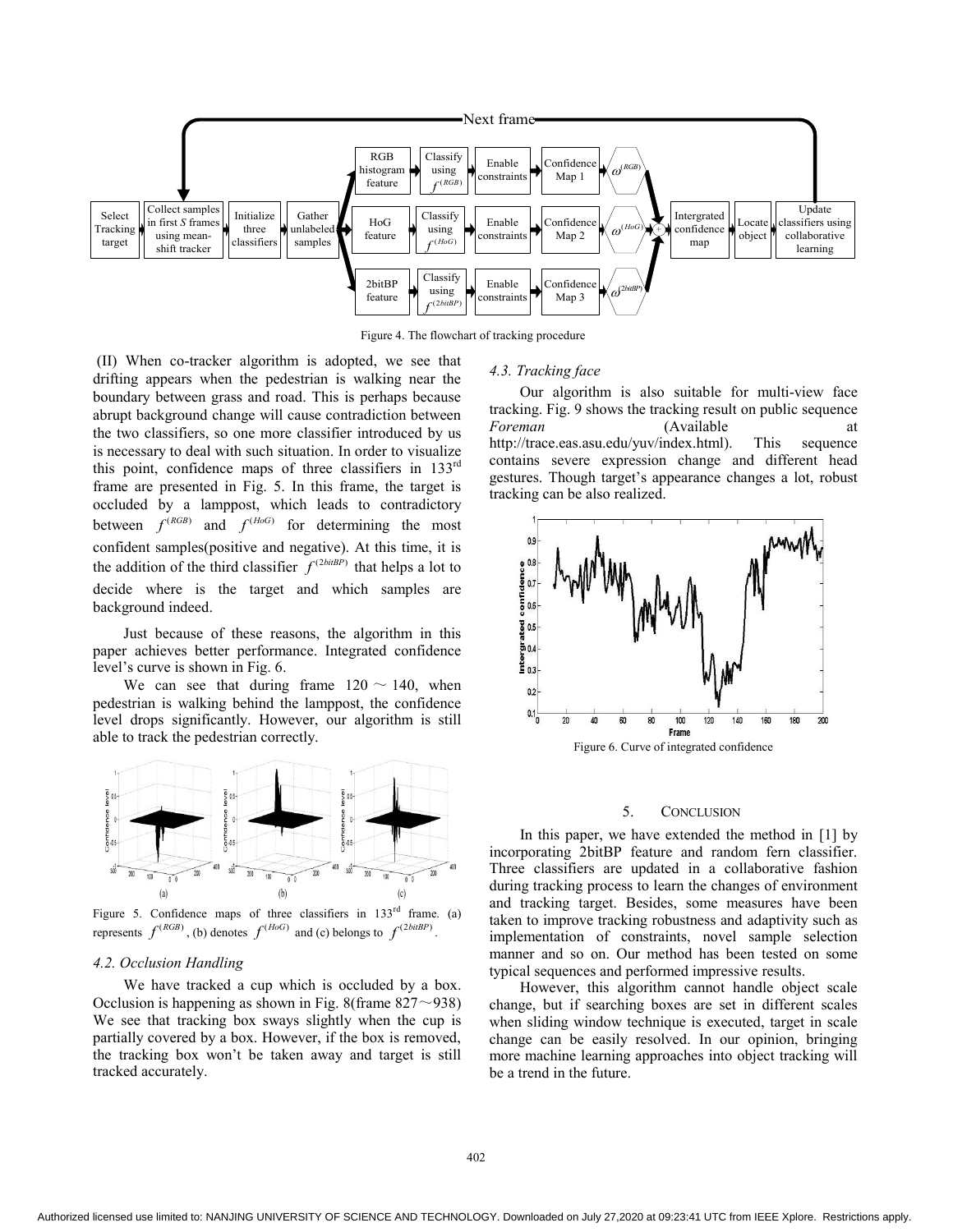Figure 4. The flowchart of tracking procedure

(II) When co-tracker algorithm is adopted, we see that drifting appears when the pedestrian is walking near the boundary between grass and road. This is perhaps because abrupt background change will cause contradiction between the two classifiers, so one more classifier introduced by us is necessary to deal with such situation. In order to visualize this point, confidence maps of three classifiers in 133rd frame are presented in Fig. 5. In this frame, the target is occluded by a lamppost, which leads to contradictory between $f^{(RGB)}$ and $f^{(HoG)}$ for determining the most confident samples(positive and negative). At this time, it is the addition of the third classifier $f^{(2bitBP)}$ that helps a lot to decide where is the target and which samples are background indeed.

Just because of these reasons, the algorithm in this paper achieves better performance. Integrated confidence level's curve is shown in Fig. 6.

We can see that during frame 120 ~ 140, when pedestrian is walking behind the lamppost, the confidence level drops significantly. However, our algorithm is still able to track the pedestrian correctly.

Figure 5. Confidence maps of three classifiers in 133rd frame. (a) represents $f^{(RGB)}$, (b) denotes $f^{(HoG)}$ and (c) belongs to $f^{(2bitBP)}$.

### 4.2. Occlusion Handling

We have tracked a cup which is occluded by a box. Occlusion is happening as shown in Fig. 8(frame 827～938) We see that tracking box sways slightly when the cup is partially covered by a box. However, if the box is removed, the tracking box won't be taken away and target is still tracked accurately.

### 4.3. Tracking face

Our algorithm is also suitable for multi-view face tracking. Fig. 9 shows the tracking result on public sequence *Foreman* (Available at http://trace.eas.asu.edu/yuv/index.html). This sequence contains severe expression change and different head gestures. Though target's appearance changes a lot, robust tracking can be also realized.

Figure 6. Curve of integrated confidence

## 5. CONCLUSION

In this paper, we have extended the method in [1] by incorporating 2bitBP feature and random fern classifier. Three classifiers are updated in a collaborative fashion during tracking process to learn the changes of environment and tracking target. Besides, some measures have been taken to improve tracking robustness and adaptivity such as implementation of constraints, novel sample selection manner and so on. Our method has been tested on some typical sequences and performed impressive results.

However, this algorithm cannot handle object scale change, but if searching boxes are set in different scales when sliding window technique is executed, target in scale change can be easily resolved. In our opinion, bringing more machine learning approaches into object tracking will be a trend in the future.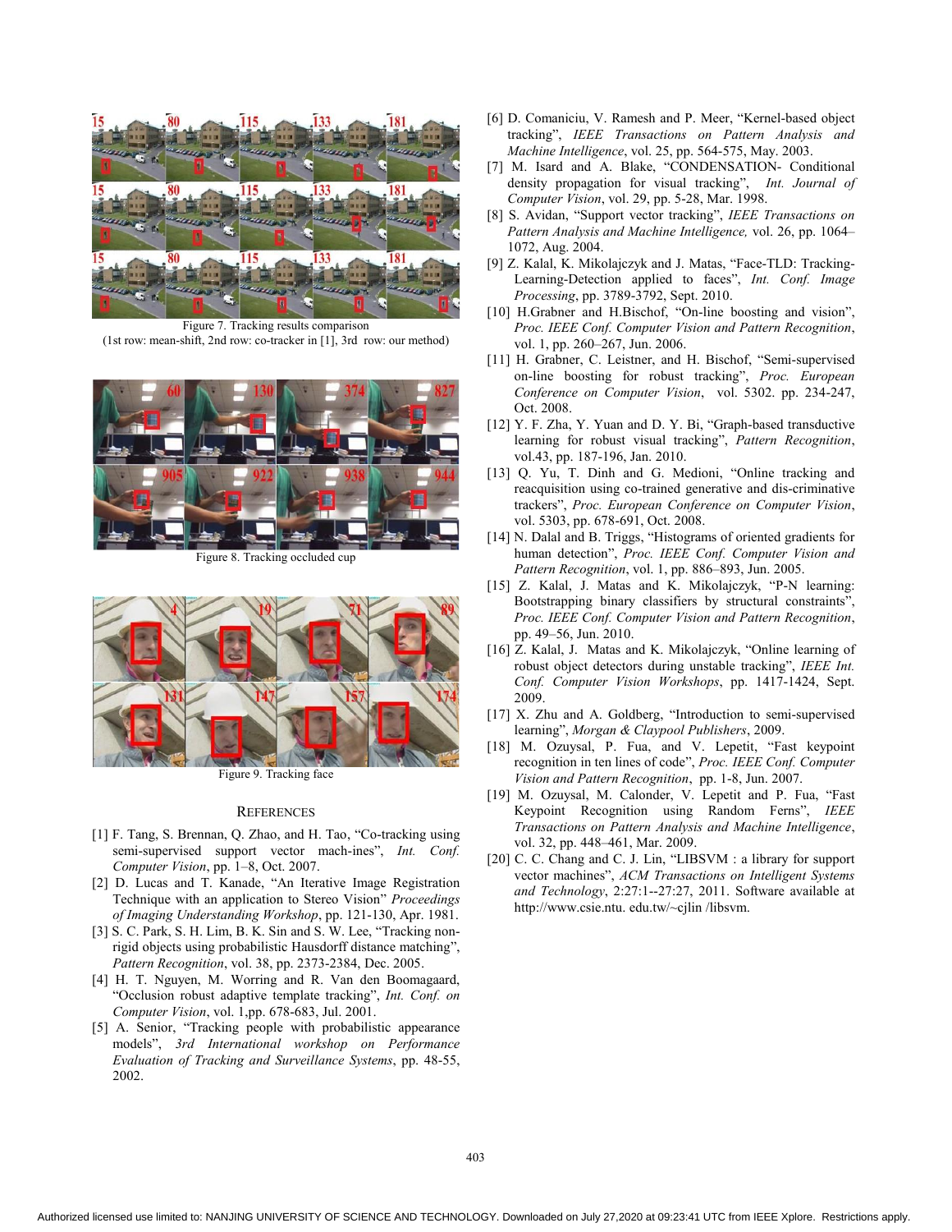Figure 7. Tracking results comparison
(1st row: mean-shift, 2nd row: co-tracker in [1], 3rd row: our method)

Figure 8. Tracking occluded cup

Figure 9. Tracking face

## REFERENCES

[1] F. Tang, S. Brennan, Q. Zhao, and H. Tao, "Co-tracking using semi-supervised support vector mach-ines", *Int. Conf. Computer Vision*, pp. 1–8, Oct. 2007.

[2] D. Lucas and T. Kanade, "An Iterative Image Registration Technique with an application to Stereo Vision" *Proceedings of Imaging Understanding Workshop*, pp. 121-130, Apr. 1981.

[3] S. C. Park, S. H. Lim, B. K. Sin and S. W. Lee, "Tracking non-rigid objects using probabilistic Hausdorff distance matching", *Pattern Recognition*, vol. 38, pp. 2373-2384, Dec. 2005.

[4] H. T. Nguyen, M. Worring and R. Van den Boomagaard, "Occlusion robust adaptive template tracking", *Int. Conf. on Computer Vision*, vol. 1,pp. 678-683, Jul. 2001.

[5] A. Senior, "Tracking people with probabilistic appearance models", *3rd International workshop on Performance Evaluation of Tracking and Surveillance Systems*, pp. 48-55, 2002.

[6] D. Comaniciu, V. Ramesh and P. Meer, "Kernel-based object tracking", *IEEE Transactions on Pattern Analysis and Machine Intelligence*, vol. 25, pp. 564-575, May. 2003.

[7] M. Isard and A. Blake, "CONDENSATION- Conditional density propagation for visual tracking", *Int. Journal of Computer Vision*, vol. 29, pp. 5-28, Mar. 1998.

[8] S. Avidan, "Support vector tracking", *IEEE Transactions on Pattern Analysis and Machine Intelligence,* vol. 26, pp. 1064–1072, Aug. 2004.

[9] Z. Kalal, K. Mikolajczyk and J. Matas, "Face-TLD: Tracking-Learning-Detection applied to faces", *Int. Conf. Image Processing*, pp. 3789-3792, Sept. 2010.

[10] H.Grabner and H.Bischof, "On-line boosting and vision", *Proc. IEEE Conf. Computer Vision and Pattern Recognition*, vol. 1, pp. 260–267, Jun. 2006.

[11] H. Grabner, C. Leistner, and H. Bischof, "Semi-supervised on-line boosting for robust tracking", *Proc. European Conference on Computer Vision*, vol. 5302. pp. 234-247, Oct. 2008.

[12] Y. F. Zha, Y. Yuan and D. Y. Bi, "Graph-based transductive learning for robust visual tracking", *Pattern Recognition*, vol.43, pp. 187-196, Jan. 2010.

[13] Q. Yu, T. Dinh and G. Medioni, "Online tracking and reacquisition using co-trained generative and dis-criminative trackers", *Proc. European Conference on Computer Vision*, vol. 5303, pp. 678-691, Oct. 2008.

[14] N. Dalal and B. Triggs, "Histograms of oriented gradients for human detection", *Proc. IEEE Conf. Computer Vision and Pattern Recognition*, vol. 1, pp. 886–893, Jun. 2005.

[15] Z. Kalal, J. Matas and K. Mikolajczyk, "P-N learning: Bootstrapping binary classifiers by structural constraints", *Proc. IEEE Conf. Computer Vision and Pattern Recognition*, pp. 49–56, Jun. 2010.

[16] Z. Kalal, J. Matas and K. Mikolajczyk, "Online learning of robust object detectors during unstable tracking", *IEEE Int. Conf. Computer Vision Workshops*, pp. 1417-1424, Sept. 2009.

[17] X. Zhu and A. Goldberg, "Introduction to semi-supervised learning", *Morgan & Claypool Publishers*, 2009.

[18] M. Ozuysal, P. Fua, and V. Lepetit, "Fast keypoint recognition in ten lines of code", *Proc. IEEE Conf. Computer Vision and Pattern Recognition*, pp. 1-8, Jun. 2007.

[19] M. Ozuysal, M. Calonder, V. Lepetit and P. Fua, "Fast Keypoint Recognition using Random Ferns", *IEEE Transactions on Pattern Analysis and Machine Intelligence*, vol. 32, pp. 448–461, Mar. 2009.

[20] C. C. Chang and C. J. Lin, "LIBSVM : a library for support vector machines", *ACM Transactions on Intelligent Systems and Technology*, 2:27:1--27:27, 2011. Software available at http://www.csie.ntu. edu.tw/~cjlin /libsvm.